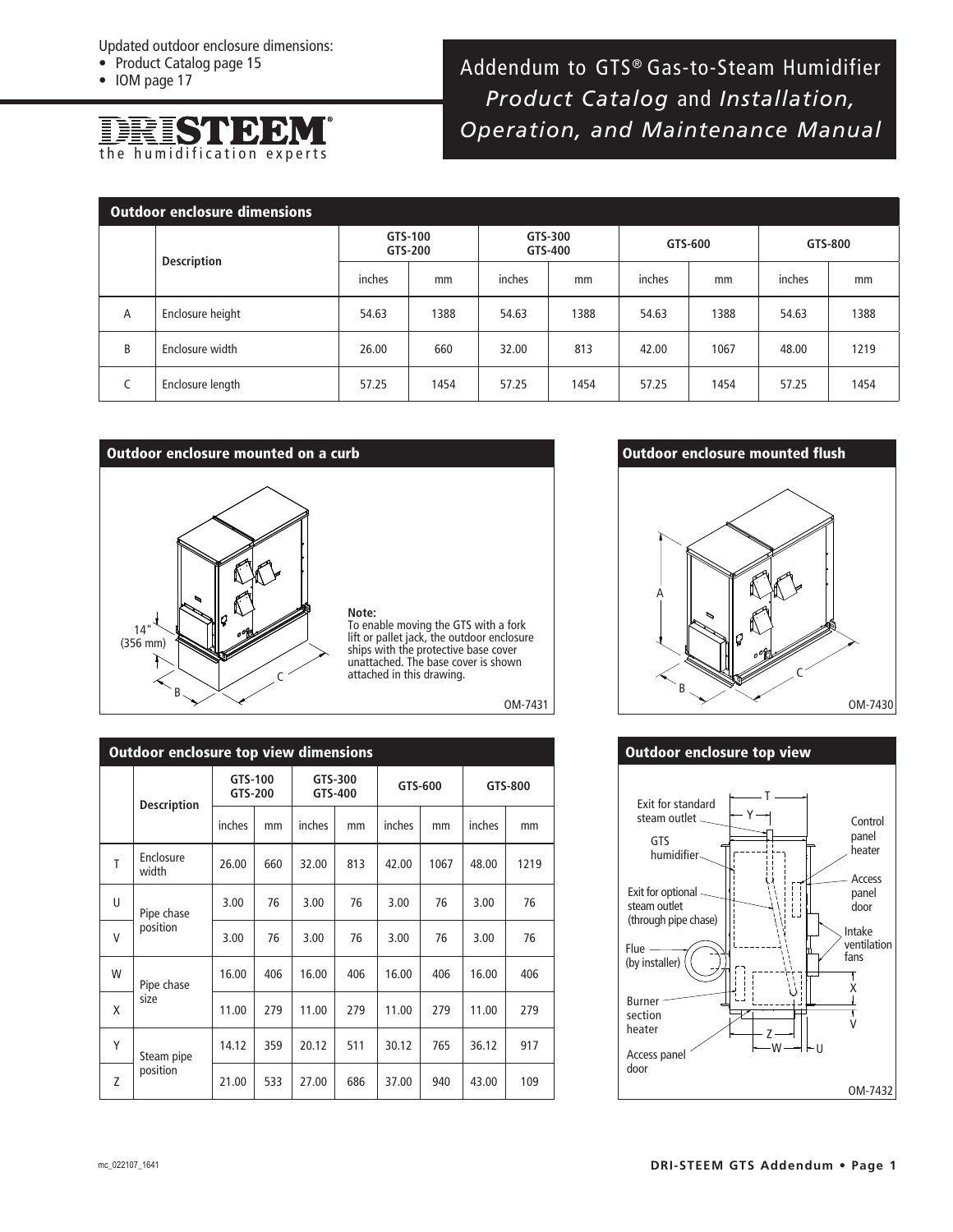Updated outdoor enclosure dimensions:
- Product Catalog page 15
- IOM page 17

DRISTEEM®
the humidification experts

# Addendum to GTS® Gas-to-Steam Humidifier *Product Catalog* and *Installation, Operation, and Maintenance Manual*

## Outdoor enclosure dimensions

| | Description | GTS-100 GTS-200 | | GTS-300 GTS-400 | | GTS-600 | | GTS-800 | |
|---|---|---|---|---|---|---|---|---|---|
| | | inches | mm | inches | mm | inches | mm | inches | mm |
| A | Enclosure height | 54.63 | 1388 | 54.63 | 1388 | 54.63 | 1388 | 54.63 | 1388 |
| B | Enclosure width | 26.00 | 660 | 32.00 | 813 | 42.00 | 1067 | 48.00 | 1219 |
| C | Enclosure length | 57.25 | 1454 | 57.25 | 1454 | 57.25 | 1454 | 57.25 | 1454 |

## Outdoor enclosure mounted on a curb

14" (356 mm)

B

C

**Note:**
To enable moving the GTS with a fork lift or pallet jack, the outdoor enclosure ships with the protective base cover unattached. The base cover is shown attached in this drawing.

OM-7431

## Outdoor enclosure mounted flush

A

B

C

OM-7430

## Outdoor enclosure top view dimensions

| | Description | GTS-100 GTS-200 | | GTS-300 GTS-400 | | GTS-600 | | GTS-800 | |
|---|---|---|---|---|---|---|---|---|---|
| | | inches | mm | inches | mm | inches | mm | inches | mm |
| T | Enclosure width | 26.00 | 660 | 32.00 | 813 | 42.00 | 1067 | 48.00 | 1219 |
| U | Pipe chase position | 3.00 | 76 | 3.00 | 76 | 3.00 | 76 | 3.00 | 76 |
| V | | 3.00 | 76 | 3.00 | 76 | 3.00 | 76 | 3.00 | 76 |
| W | Pipe chase size | 16.00 | 406 | 16.00 | 406 | 16.00 | 406 | 16.00 | 406 |
| X | | 11.00 | 279 | 11.00 | 279 | 11.00 | 279 | 11.00 | 279 |
| Y | Steam pipe position | 14.12 | 359 | 20.12 | 511 | 30.12 | 765 | 36.12 | 917 |
| Z | | 21.00 | 533 | 27.00 | 686 | 37.00 | 940 | 43.00 | 109 |

## Outdoor enclosure top view

T, Y, X, V, Z, W, U

Exit for standard steam outlet

GTS humidifier

Exit for optional steam outlet (through pipe chase)

Flue (by installer)

Burner section heater

Access panel door

Control panel heater

Access panel door

Intake ventilation fans

OM-7432

mc_022107_1641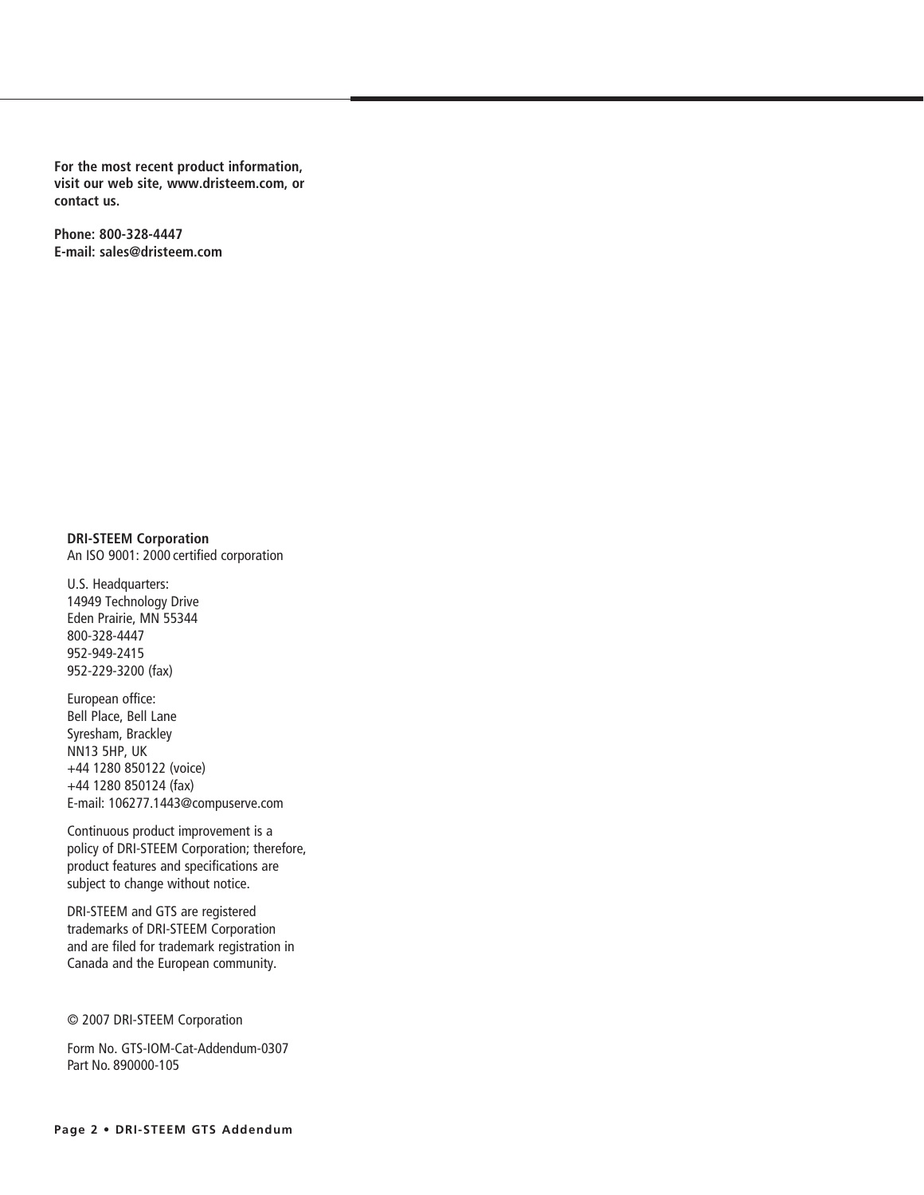**For the most recent product information, visit our web site, www.dristeem.com, or contact us.**

**Phone: 800-328-4447**
**E-mail: sales@dristeem.com**

**DRI-STEEM Corporation**
An ISO 9001: 2000 certified corporation

U.S. Headquarters:
14949 Technology Drive
Eden Prairie, MN 55344
800-328-4447
952-949-2415
952-229-3200 (fax)

European office:
Bell Place, Bell Lane
Syresham, Brackley
NN13 5HP, UK
+44 1280 850122 (voice)
+44 1280 850124 (fax)
E-mail: 106277.1443@compuserve.com

Continuous product improvement is a policy of DRI-STEEM Corporation; therefore, product features and specifications are subject to change without notice.

DRI-STEEM and GTS are registered trademarks of DRI-STEEM Corporation and are filed for trademark registration in Canada and the European community.

© 2007 DRI-STEEM Corporation

Form No. GTS-IOM-Cat-Addendum-0307
Part No. 890000-105